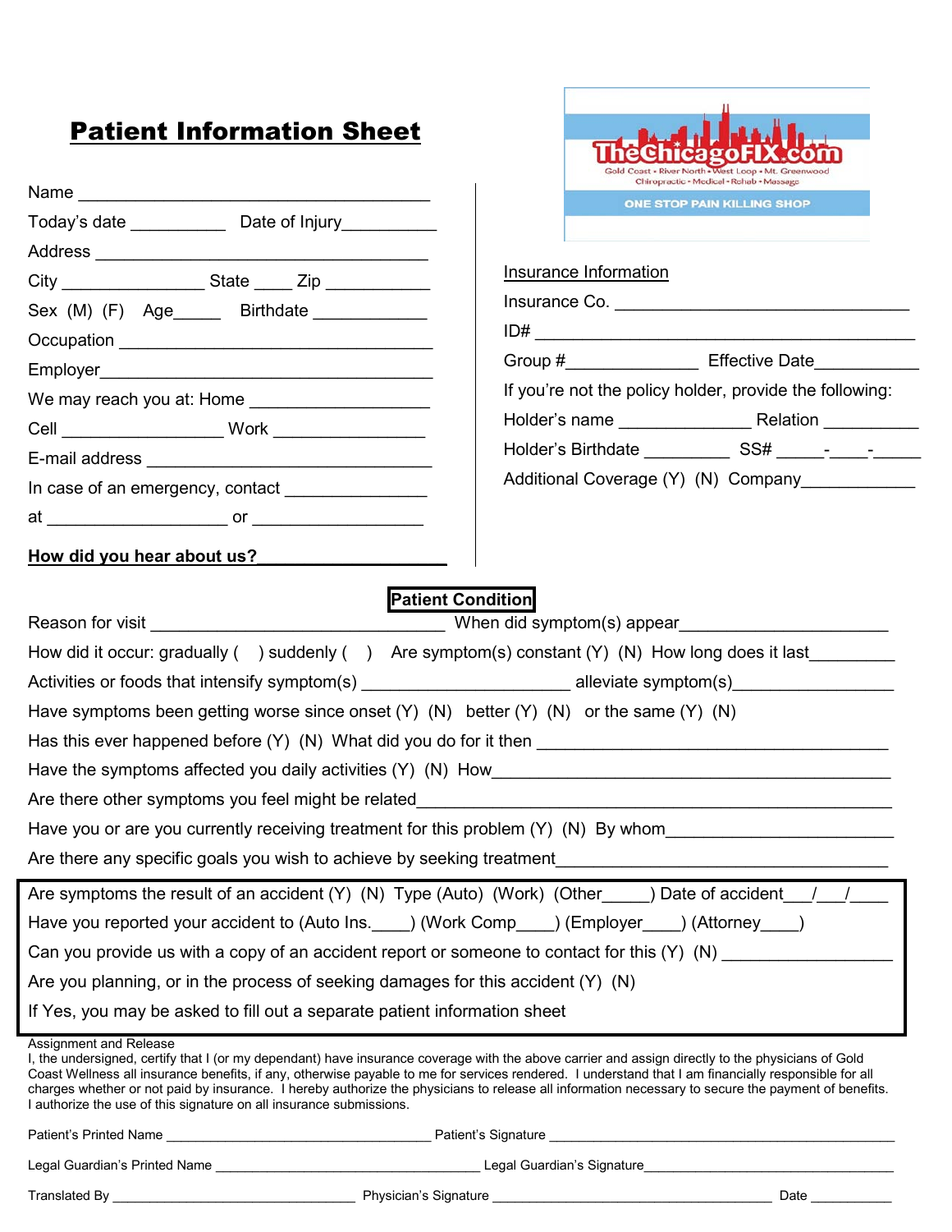# Patient Information Sheet

TheChicagoFIX.com
Gold Coast • River North • West Loop • Mt. Greenwood
Chiropractic • Medical • Rehab • Massage
ONE STOP PAIN KILLING SHOP

Name ______________________________________

Today's date __________ Date of Injury__________

Address ____________________________________

City _______________ State ____ Zip ___________

Sex (M) (F) Age_____ Birthdate ____________

Occupation _________________________________

Employer___________________________________

We may reach you at: Home __________________

Cell ________________ Work ________________

E-mail address ______________________________

In case of an emergency, contact ______________

at ___________________ or __________________

**How did you hear about us?___________________**

Insurance Information

Insurance Co. ________________________________

ID# __________________________________________

Group #______________ Effective Date___________

If you're not the policy holder, provide the following:

Holder's name ______________ Relation __________

Holder's Birthdate _________ SS# _____-____-_____

Additional Coverage (Y) (N) Company____________

## Patient Condition

Reason for visit ______________________________ When did symptom(s) appear______________________

How did it occur: gradually ( ) suddenly ( ) Are symptom(s) constant (Y) (N) How long does it last_________

Activities or foods that intensify symptom(s) _____________________ alleviate symptom(s)________________

Have symptoms been getting worse since onset (Y) (N) better (Y) (N) or the same (Y) (N)

Has this ever happened before (Y) (N) What did you do for it then _______________________________________

Have the symptoms affected you daily activities (Y) (N) How__________________________________________

Are there other symptoms you feel might be related_________________________________________________

Have you or are you currently receiving treatment for this problem (Y) (N) By whom_______________________

Are there any specific goals you wish to achieve by seeking treatment___________________________________

Are symptoms the result of an accident (Y) (N) Type (Auto) (Work) (Other_____) Date of accident___/___/____

Have you reported your accident to (Auto Ins.____) (Work Comp____) (Employer____) (Attorney____)

Can you provide us with a copy of an accident report or someone to contact for this (Y) (N) _________________

Are you planning, or in the process of seeking damages for this accident (Y) (N)

If Yes, you may be asked to fill out a separate patient information sheet

Assignment and Release

I, the undersigned, certify that I (or my dependant) have insurance coverage with the above carrier and assign directly to the physicians of Gold Coast Wellness all insurance benefits, if any, otherwise payable to me for services rendered. I understand that I am financially responsible for all charges whether or not paid by insurance. I hereby authorize the physicians to release all information necessary to secure the payment of benefits. I authorize the use of this signature on all insurance submissions.

Patient's Printed Name _________________________________ Patient's Signature ________________________________________

Legal Guardian's Printed Name _________________________________ Legal Guardian's Signature_______________________________

Translated By ______________________________ Physician's Signature ___________________________________ Date __________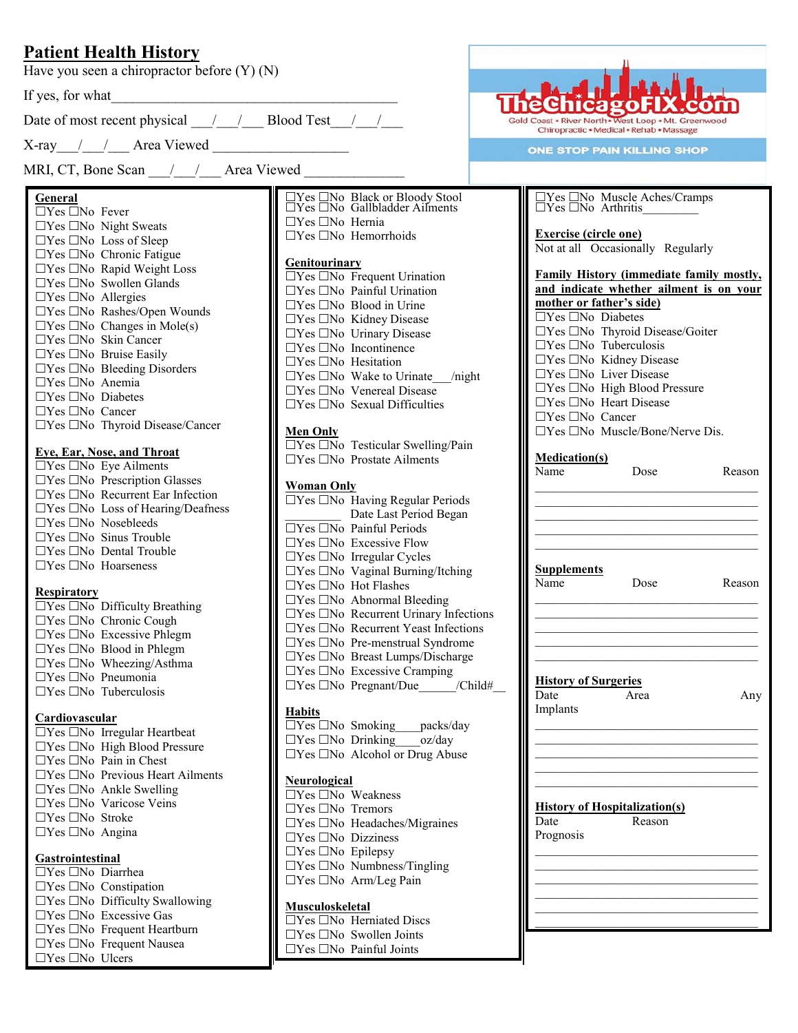# Patient Health History

Have you seen a chiropractor before (Y) (N)

If yes, for what_______________________________________

Date of most recent physical ___/___/___ Blood Test___/___/___

X-ray___/___/___ Area Viewed ___________________

MRI, CT, Bone Scan ___/___/___ Area Viewed ______________

TheChicagoFIX.com
Gold Coast • River North • West Loop • Mt. Greenwood
Chiropractic • Medical • Rehab • Massage
ONE STOP PAIN KILLING SHOP

**General**
☐Yes ☐No Fever
☐Yes ☐No Night Sweats
☐Yes ☐No Loss of Sleep
☐Yes ☐No Chronic Fatigue
☐Yes ☐No Rapid Weight Loss
☐Yes ☐No Swollen Glands
☐Yes ☐No Allergies
☐Yes ☐No Rashes/Open Wounds
☐Yes ☐No Changes in Mole(s)
☐Yes ☐No Skin Cancer
☐Yes ☐No Bruise Easily
☐Yes ☐No Bleeding Disorders
☐Yes ☐No Anemia
☐Yes ☐No Diabetes
☐Yes ☐No Cancer
☐Yes ☐No Thyroid Disease/Cancer

**Eye, Ear, Nose, and Throat**
☐Yes ☐No Eye Ailments
☐Yes ☐No Prescription Glasses
☐Yes ☐No Recurrent Ear Infection
☐Yes ☐No Loss of Hearing/Deafness
☐Yes ☐No Nosebleeds
☐Yes ☐No Sinus Trouble
☐Yes ☐No Dental Trouble
☐Yes ☐No Hoarseness

**Respiratory**
☐Yes ☐No Difficulty Breathing
☐Yes ☐No Chronic Cough
☐Yes ☐No Excessive Phlegm
☐Yes ☐No Blood in Phlegm
☐Yes ☐No Wheezing/Asthma
☐Yes ☐No Pneumonia
☐Yes ☐No Tuberculosis

**Cardiovascular**
☐Yes ☐No Irregular Heartbeat
☐Yes ☐No High Blood Pressure
☐Yes ☐No Pain in Chest
☐Yes ☐No Previous Heart Ailments
☐Yes ☐No Ankle Swelling
☐Yes ☐No Varicose Veins
☐Yes ☐No Stroke
☐Yes ☐No Angina

**Gastrointestinal**
☐Yes ☐No Diarrhea
☐Yes ☐No Constipation
☐Yes ☐No Difficulty Swallowing
☐Yes ☐No Excessive Gas
☐Yes ☐No Frequent Heartburn
☐Yes ☐No Frequent Nausea
☐Yes ☐No Ulcers
☐Yes ☐No Black or Bloody Stool
☐Yes ☐No Gallbladder Ailments
☐Yes ☐No Hernia
☐Yes ☐No Hemorrhoids

**Genitourinary**
☐Yes ☐No Frequent Urination
☐Yes ☐No Painful Urination
☐Yes ☐No Blood in Urine
☐Yes ☐No Kidney Disease
☐Yes ☐No Urinary Disease
☐Yes ☐No Incontinence
☐Yes ☐No Hesitation
☐Yes ☐No Wake to Urinate___/night
☐Yes ☐No Venereal Disease
☐Yes ☐No Sexual Difficulties

**Men Only**
☐Yes ☐No Testicular Swelling/Pain
☐Yes ☐No Prostate Ailments

**Woman Only**
☐Yes ☐No Having Regular Periods
_________ Date Last Period Began
☐Yes ☐No Painful Periods
☐Yes ☐No Excessive Flow
☐Yes ☐No Irregular Cycles
☐Yes ☐No Vaginal Burning/Itching
☐Yes ☐No Hot Flashes
☐Yes ☐No Abnormal Bleeding
☐Yes ☐No Recurrent Urinary Infections
☐Yes ☐No Recurrent Yeast Infections
☐Yes ☐No Pre-menstrual Syndrome
☐Yes ☐No Breast Lumps/Discharge
☐Yes ☐No Excessive Cramping
☐Yes ☐No Pregnant/Due______/Child#__

**Habits**
☐Yes ☐No Smoking____packs/day
☐Yes ☐No Drinking____oz/day
☐Yes ☐No Alcohol or Drug Abuse

**Neurological**
☐Yes ☐No Weakness
☐Yes ☐No Tremors
☐Yes ☐No Headaches/Migraines
☐Yes ☐No Dizziness
☐Yes ☐No Epilepsy
☐Yes ☐No Numbness/Tingling
☐Yes ☐No Arm/Leg Pain

**Musculoskeletal**
☐Yes ☐No Herniated Discs
☐Yes ☐No Swollen Joints
☐Yes ☐No Painful Joints
☐Yes ☐No Muscle Aches/Cramps
☐Yes ☐No Arthritis________

**Exercise (circle one)**
Not at all Occasionally Regularly

**Family History (immediate family mostly, and indicate whether ailment is on your mother or father's side)**
☐Yes ☐No Diabetes
☐Yes ☐No Thyroid Disease/Goiter
☐Yes ☐No Tuberculosis
☐Yes ☐No Kidney Disease
☐Yes ☐No Liver Disease
☐Yes ☐No High Blood Pressure
☐Yes ☐No Heart Disease
☐Yes ☐No Cancer
☐Yes ☐No Muscle/Bone/Nerve Dis.

**Medication(s)**

| Name | Dose | Reason |
|---|---|---|
| | | |
| | | |
| | | |
| | | |
| | | |

**Supplements**

| Name | Dose | Reason |
|---|---|---|
| | | |
| | | |
| | | |
| | | |
| | | |

**History of Surgeries**

| Date | Area | Any Implants |
|---|---|---|
| | | |
| | | |
| | | |
| | | |
| | | |

**History of Hospitalization(s)**

| Date | Reason | Prognosis |
|---|---|---|
| | | |
| | | |
| | | |
| | | |
| | | |
| | | |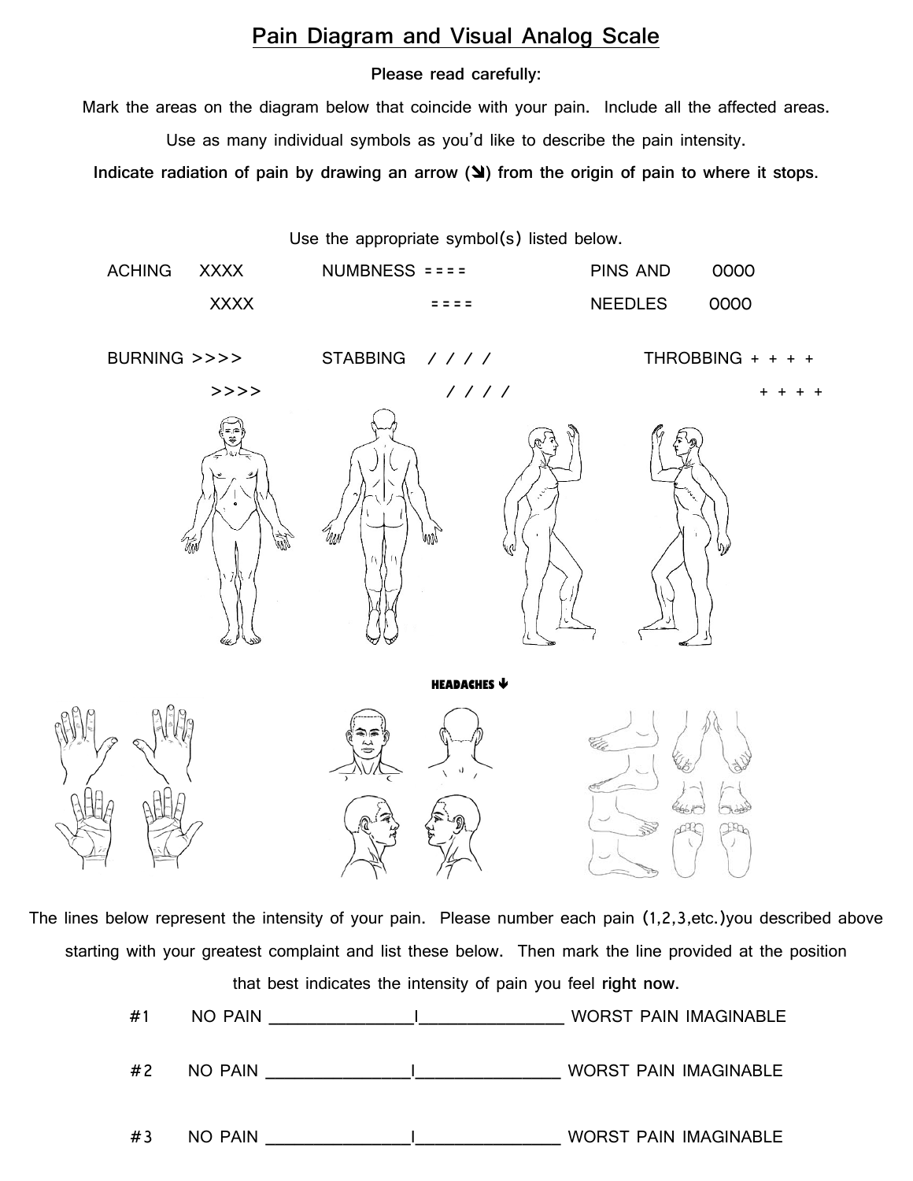## Pain Diagram and Visual Analog Scale

**Please read carefully:**

Mark the areas on the diagram below that coincide with your pain. Include all the affected areas.

Use as many individual symbols as you'd like to describe the pain intensity.

**Indicate radiation of pain by drawing an arrow (➘) from the origin of pain to where it stops.**

Use the appropriate symbol(s) listed below.

| | | |
|---|---|---|
| ACHING XXXX XXXX | NUMBNESS ==== ==== | PINS AND NEEDLES 0000 0000 |
| BURNING >>>> >>>> | STABBING / / / / / / / / | THROBBING + + + + + + + + |

**HEADACHES** ↓

The lines below represent the intensity of your pain. Please number each pain (1,2,3,etc.)you described above starting with your greatest complaint and list these below. Then mark the line provided at the position that best indicates the intensity of pain you feel **right now.**

#1 NO PAIN _______________|_______________ WORST PAIN IMAGINABLE

#2 NO PAIN _______________|_______________ WORST PAIN IMAGINABLE

#3 NO PAIN _______________|_______________ WORST PAIN IMAGINABLE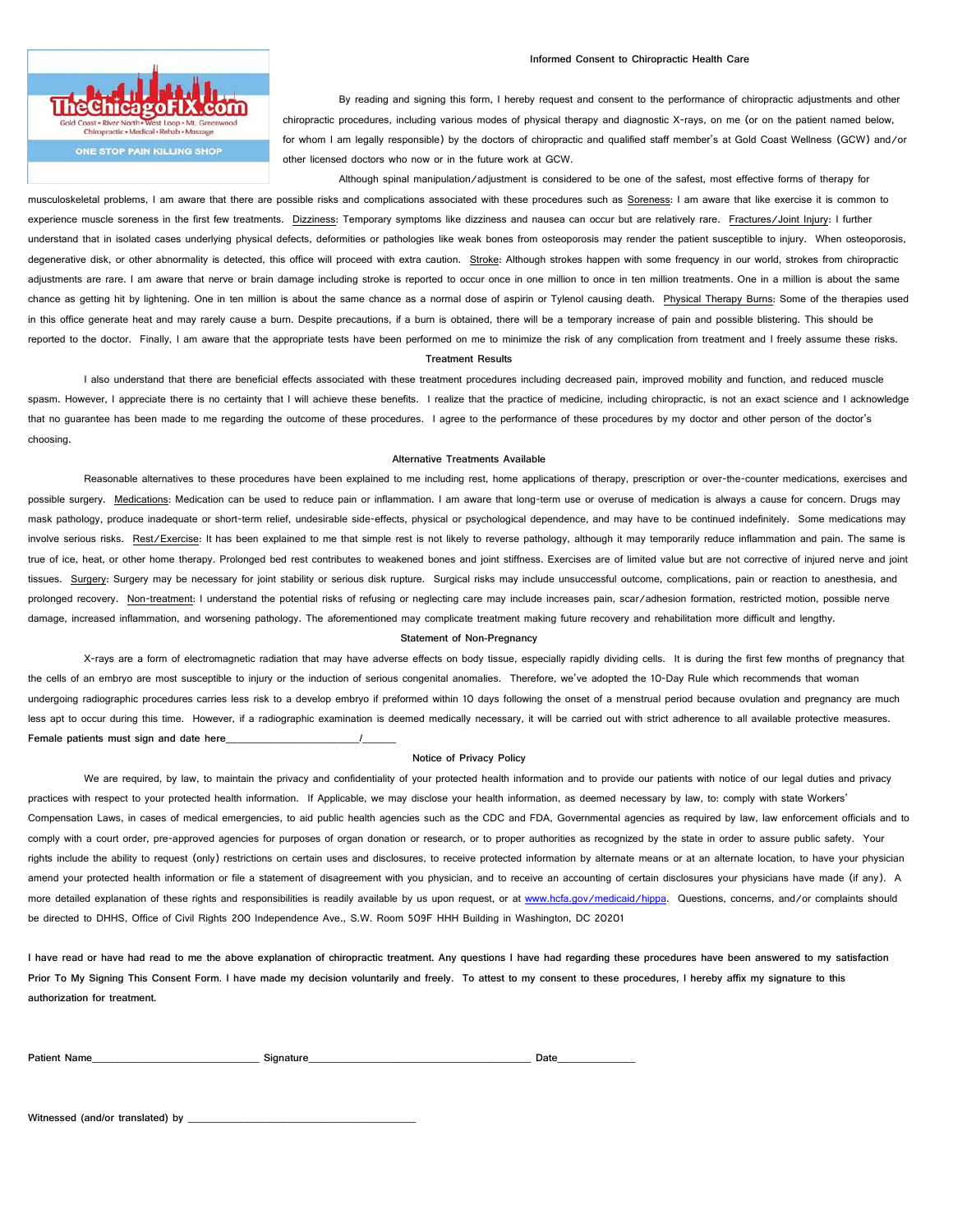TheChicagoFIX.com
Gold Coast • River North • West Loop • Mt. Greenwood
Chiropractic • Medical • Rehab • Massage
ONE STOP PAIN KILLING SHOP

## Informed Consent to Chiropractic Health Care

By reading and signing this form, I hereby request and consent to the performance of chiropractic adjustments and other chiropractic procedures, including various modes of physical therapy and diagnostic X-rays, on me (or on the patient named below, for whom I am legally responsible) by the doctors of chiropractic and qualified staff member's at Gold Coast Wellness (GCW) and/or other licensed doctors who now or in the future work at GCW.

Although spinal manipulation/adjustment is considered to be one of the safest, most effective forms of therapy for musculoskeletal problems, I am aware that there are possible risks and complications associated with these procedures such as Soreness: I am aware that like exercise it is common to experience muscle soreness in the first few treatments. Dizziness: Temporary symptoms like dizziness and nausea can occur but are relatively rare. Fractures/Joint Injury: I further understand that in isolated cases underlying physical defects, deformities or pathologies like weak bones from osteoporosis may render the patient susceptible to injury. When osteoporosis, degenerative disk, or other abnormality is detected, this office will proceed with extra caution. Stroke: Although strokes happen with some frequency in our world, strokes from chiropractic adjustments are rare. I am aware that nerve or brain damage including stroke is reported to occur once in one million to once in ten million treatments. One in a million is about the same chance as getting hit by lightening. One in ten million is about the same chance as a normal dose of aspirin or Tylenol causing death. Physical Therapy Burns: Some of the therapies used in this office generate heat and may rarely cause a burn. Despite precautions, if a burn is obtained, there will be a temporary increase of pain and possible blistering. This should be reported to the doctor. Finally, I am aware that the appropriate tests have been performed on me to minimize the risk of any complication from treatment and I freely assume these risks.

### Treatment Results

I also understand that there are beneficial effects associated with these treatment procedures including decreased pain, improved mobility and function, and reduced muscle spasm. However, I appreciate there is no certainty that I will achieve these benefits. I realize that the practice of medicine, including chiropractic, is not an exact science and I acknowledge that no guarantee has been made to me regarding the outcome of these procedures. I agree to the performance of these procedures by my doctor and other person of the doctor's choosing.

### Alternative Treatments Available

Reasonable alternatives to these procedures have been explained to me including rest, home applications of therapy, prescription or over-the-counter medications, exercises and possible surgery. Medications: Medication can be used to reduce pain or inflammation. I am aware that long-term use or overuse of medication is always a cause for concern. Drugs may mask pathology, produce inadequate or short-term relief, undesirable side-effects, physical or psychological dependence, and may have to be continued indefinitely. Some medications may involve serious risks. Rest/Exercise: It has been explained to me that simple rest is not likely to reverse pathology, although it may temporarily reduce inflammation and pain. The same is true of ice, heat, or other home therapy. Prolonged bed rest contributes to weakened bones and joint stiffness. Exercises are of limited value but are not corrective of injured nerve and joint tissues. Surgery: Surgery may be necessary for joint stability or serious disk rupture. Surgical risks may include unsuccessful outcome, complications, pain or reaction to anesthesia, and prolonged recovery. Non-treatment: I understand the potential risks of refusing or neglecting care may include increases pain, scar/adhesion formation, restricted motion, possible nerve damage, increased inflammation, and worsening pathology. The aforementioned may complicate treatment making future recovery and rehabilitation more difficult and lengthy.

### Statement of Non-Pregnancy

X-rays are a form of electromagnetic radiation that may have adverse effects on body tissue, especially rapidly dividing cells. It is during the first few months of pregnancy that the cells of an embryo are most susceptible to injury or the induction of serious congenital anomalies. Therefore, we've adopted the 10-Day Rule which recommends that woman undergoing radiographic procedures carries less risk to a develop embryo if preformed within 10 days following the onset of a menstrual period because ovulation and pregnancy are much less apt to occur during this time. However, if a radiographic examination is deemed medically necessary, it will be carried out with strict adherence to all available protective measures.

**Female patients must sign and date here\_\_\_\_\_\_\_\_\_\_\_\_\_\_\_\_\_\_\_\_\_\_\_/\_\_\_\_\_\_**

### Notice of Privacy Policy

We are required, by law, to maintain the privacy and confidentiality of your protected health information and to provide our patients with notice of our legal duties and privacy practices with respect to your protected health information. If Applicable, we may disclose your health information, as deemed necessary by law, to: comply with state Workers' Compensation Laws, in cases of medical emergencies, to aid public health agencies such as the CDC and FDA, Governmental agencies as required by law, law enforcement officials and to comply with a court order, pre-approved agencies for purposes of organ donation or research, or to proper authorities as recognized by the state in order to assure public safety. Your rights include the ability to request (only) restrictions on certain uses and disclosures, to receive protected information by alternate means or at an alternate location, to have your physician amend your protected health information or file a statement of disagreement with you physician, and to receive an accounting of certain disclosures your physicians have made (if any). A more detailed explanation of these rights and responsibilities is readily available by us upon request, or at www.hcfa.gov/medicaid/hippa. Questions, concerns, and/or complaints should be directed to DHHS, Office of Civil Rights 200 Independence Ave., S.W. Room 509F HHH Building in Washington, DC 20201

**I have read or have had read to me the above explanation of chiropractic treatment. Any questions I have had regarding these procedures have been answered to my satisfaction Prior To My Signing This Consent Form. I have made my decision voluntarily and freely. To attest to my consent to these procedures, I hereby affix my signature to this authorization for treatment.**

**Patient Name**\_\_\_\_\_\_\_\_\_\_\_\_\_\_\_\_\_\_\_\_\_\_\_\_\_\_\_ **Signature**\_\_\_\_\_\_\_\_\_\_\_\_\_\_\_\_\_\_\_\_\_\_\_\_\_\_\_\_\_\_\_\_\_\_\_\_\_ **Date**\_\_\_\_\_\_\_\_\_\_\_\_\_

**Witnessed (and/or translated) by** \_\_\_\_\_\_\_\_\_\_\_\_\_\_\_\_\_\_\_\_\_\_\_\_\_\_\_\_\_\_\_\_\_\_\_\_\_